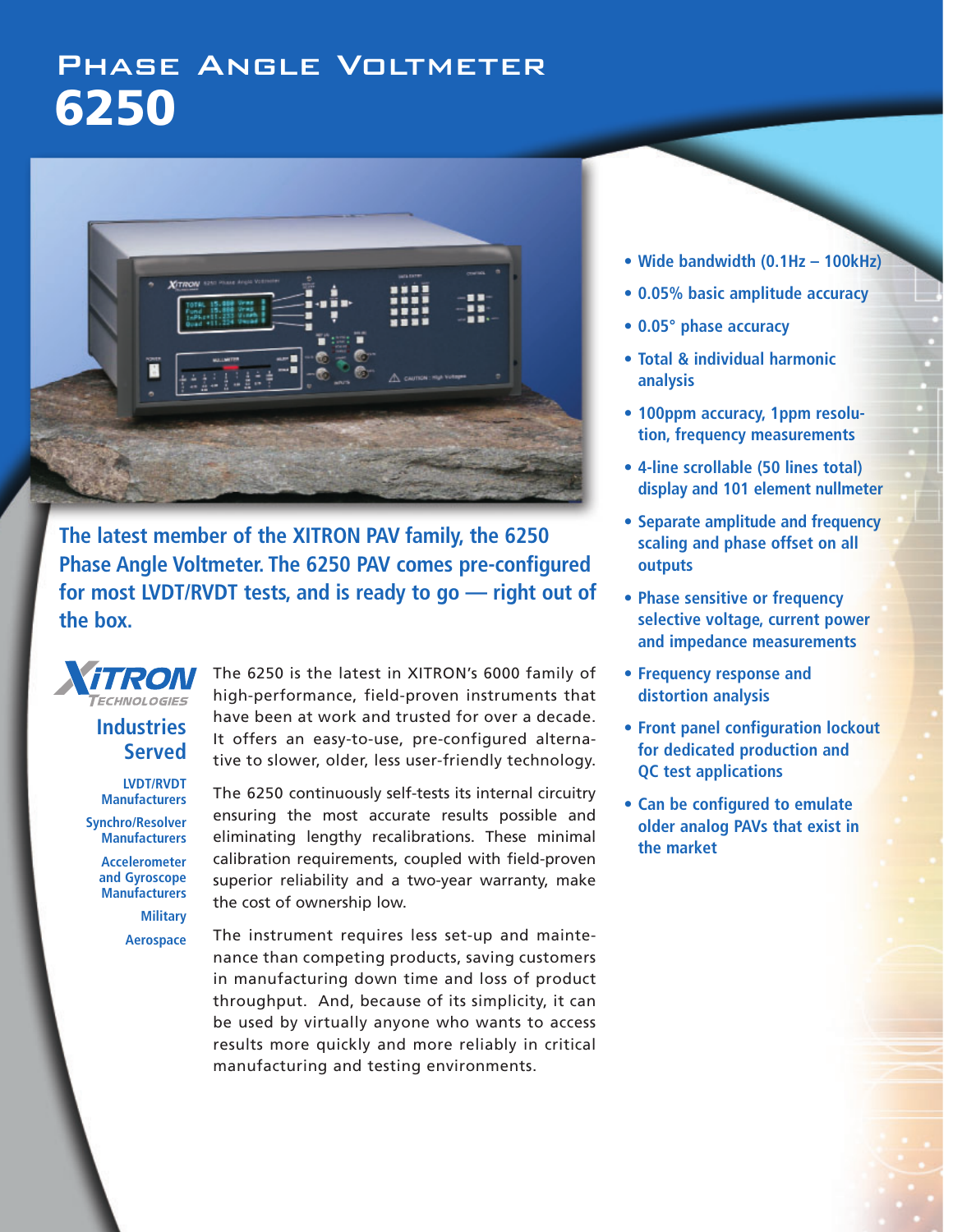# Phase Angle Voltmeter

# 6250

- Wide bandwidth (0.1Hz – 100kHz)
- 0.05% basic amplitude accuracy
- 0.05° phase accuracy
- Total & individual harmonic analysis
- 100ppm accuracy, 1ppm resolution, frequency measurements
- 4-line scrollable (50 lines total) display and 101 element nullmeter
- Separate amplitude and frequency scaling and phase offset on all outputs
- Phase sensitive or frequency selective voltage, current power and impedance measurements
- Frequency response and distortion analysis
- Front panel configuration lockout for dedicated production and QC test applications
- Can be configured to emulate older analog PAVs that exist in the market

**The latest member of the XITRON PAV family, the 6250 Phase Angle Voltmeter. The 6250 PAV comes pre-configured for most LVDT/RVDT tests, and is ready to go — right out of the box.**

XiTRON Technologies

## Industries Served

- LVDT/RVDT Manufacturers
- Synchro/Resolver Manufacturers
- Accelerometer and Gyroscope Manufacturers
- Military
- Aerospace

The 6250 is the latest in XITRON's 6000 family of high-performance, field-proven instruments that have been at work and trusted for over a decade. It offers an easy-to-use, pre-configured alternative to slower, older, less user-friendly technology.

The 6250 continuously self-tests its internal circuitry ensuring the most accurate results possible and eliminating lengthy recalibrations. These minimal calibration requirements, coupled with field-proven superior reliability and a two-year warranty, make the cost of ownership low.

The instrument requires less set-up and maintenance than competing products, saving customers in manufacturing down time and loss of product throughput. And, because of its simplicity, it can be used by virtually anyone who wants to access results more quickly and more reliably in critical manufacturing and testing environments.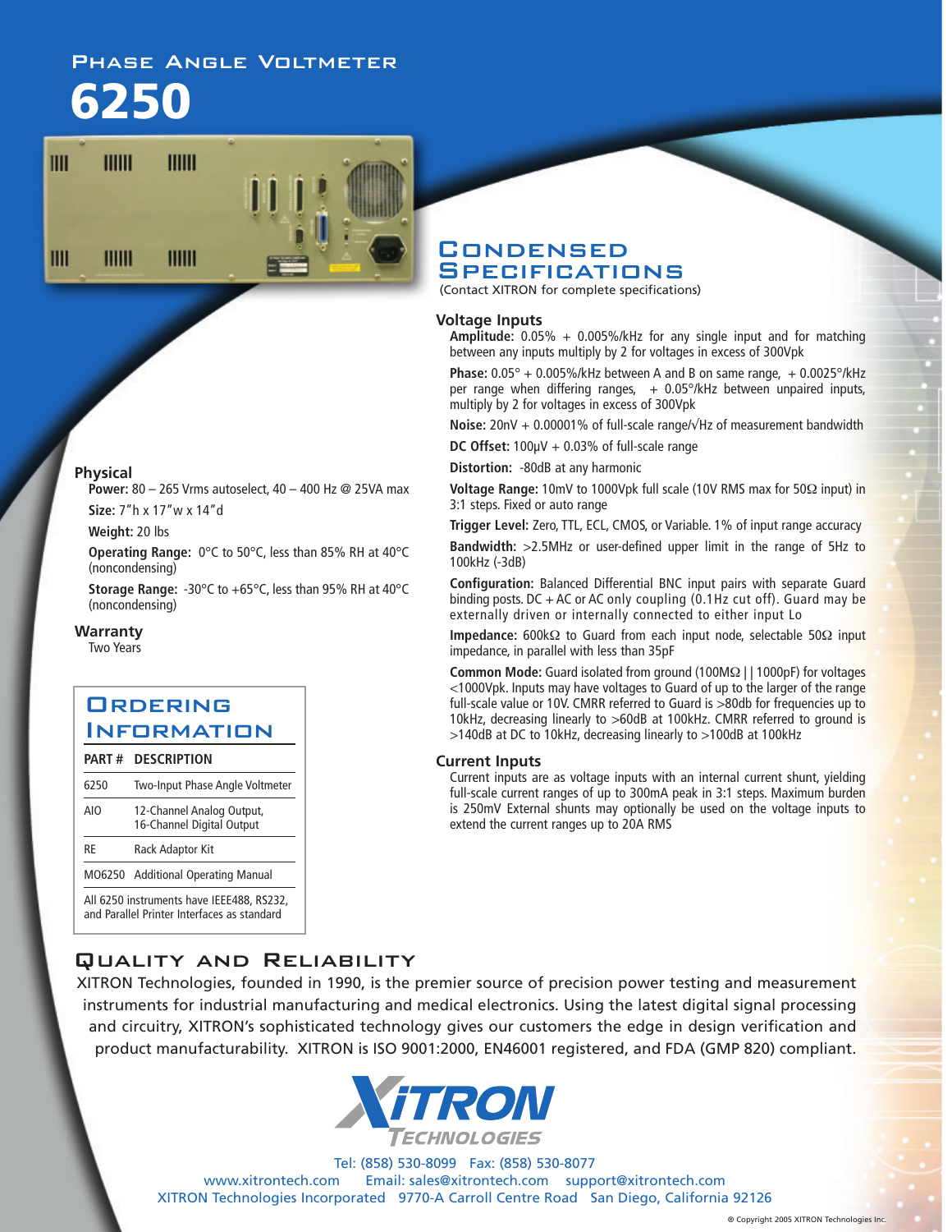# Phase Angle Voltmeter

# 6250

## Condensed Specifications

(Contact XITRON for complete specifications)

### Voltage Inputs

**Amplitude:** 0.05% + 0.005%/kHz for any single input and for matching between any inputs multiply by 2 for voltages in excess of 300Vpk

**Phase:** 0.05° + 0.005%/kHz between A and B on same range, + 0.0025°/kHz per range when differing ranges, + 0.05°/kHz between unpaired inputs, multiply by 2 for voltages in excess of 300Vpk

**Noise:** 20nV + 0.00001% of full-scale range/√Hz of measurement bandwidth

**DC Offset:** 100µV + 0.03% of full-scale range

**Distortion:** -80dB at any harmonic

**Voltage Range:** 10mV to 1000Vpk full scale (10V RMS max for 50Ω input) in 3:1 steps. Fixed or auto range

**Trigger Level:** Zero, TTL, ECL, CMOS, or Variable. 1% of input range accuracy

**Bandwidth:** >2.5MHz or user-defined upper limit in the range of 5Hz to 100kHz (-3dB)

**Configuration:** Balanced Differential BNC input pairs with separate Guard binding posts. DC + AC or AC only coupling (0.1Hz cut off). Guard may be externally driven or internally connected to either input Lo

**Impedance:** 600kΩ to Guard from each input node, selectable 50Ω input impedance, in parallel with less than 35pF

**Common Mode:** Guard isolated from ground (100MΩ || 1000pF) for voltages <1000Vpk. Inputs may have voltages to Guard of up to the larger of the range full-scale value or 10V. CMRR referred to Guard is >80db for frequencies up to 10kHz, decreasing linearly to >60dB at 100kHz. CMRR referred to ground is >140dB at DC to 10kHz, decreasing linearly to >100dB at 100kHz

### Current Inputs

Current inputs are as voltage inputs with an internal current shunt, yielding full-scale current ranges of up to 300mA peak in 3:1 steps. Maximum burden is 250mV External shunts may optionally be used on the voltage inputs to extend the current ranges up to 20A RMS

### Physical

**Power:** 80 – 265 Vrms autoselect, 40 – 400 Hz @ 25VA max

**Size:** 7"h x 17"w x 14"d

**Weight:** 20 lbs

**Operating Range:** 0°C to 50°C, less than 85% RH at 40°C (noncondensing)

**Storage Range:** -30°C to +65°C, less than 95% RH at 40°C (noncondensing)

### Warranty

Two Years

## Ordering Information

| PART # | DESCRIPTION |
|---|---|
| 6250 | Two-Input Phase Angle Voltmeter |
| AIO | 12-Channel Analog Output, 16-Channel Digital Output |
| RE | Rack Adaptor Kit |
| MO6250 | Additional Operating Manual |

All 6250 instruments have IEEE488, RS232, and Parallel Printer Interfaces as standard

## Quality and Reliability

XITRON Technologies, founded in 1990, is the premier source of precision power testing and measurement instruments for industrial manufacturing and medical electronics. Using the latest digital signal processing and circuitry, XITRON's sophisticated technology gives our customers the edge in design verification and product manufacturability. XITRON is ISO 9001:2000, EN46001 registered, and FDA (GMP 820) compliant.

XITRON TECHNOLOGIES

Tel: (858) 530-8099 Fax: (858) 530-8077
www.xitrontech.com Email: sales@xitrontech.com support@xitrontech.com
XITRON Technologies Incorporated 9770-A Carroll Centre Road San Diego, California 92126

® Copyright 2005 XITRON Technologies Inc.